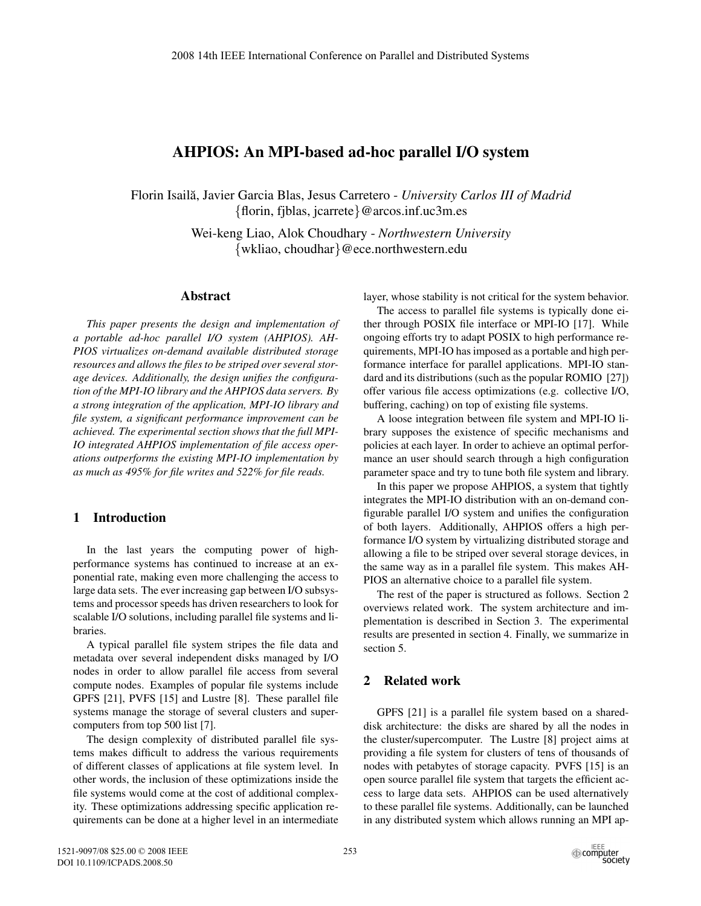# AHPIOS: An MPI-based ad-hoc parallel I/O system

Florin Isailă, Javier Garcia Blas, Jesus Carretero - *University Carlos III of Madrid*
{florin, fjblas, jcarrete}@arcos.inf.uc3m.es

Wei-keng Liao, Alok Choudhary - *Northwestern University*
{wkliao, choudhar}@ece.northwestern.edu

## Abstract

*This paper presents the design and implementation of a portable ad-hoc parallel I/O system (AHPIOS). AHPIOS virtualizes on-demand available distributed storage resources and allows the files to be striped over several storage devices. Additionally, the design unifies the configuration of the MPI-IO library and the AHPIOS data servers. By a strong integration of the application, MPI-IO library and file system, a significant performance improvement can be achieved. The experimental section shows that the full MPI-IO integrated AHPIOS implementation of file access operations outperforms the existing MPI-IO implementation by as much as 495% for file writes and 522% for file reads.*

## 1 Introduction

In the last years the computing power of high-performance systems has continued to increase at an exponential rate, making even more challenging the access to large data sets. The ever increasing gap between I/O subsystems and processor speeds has driven researchers to look for scalable I/O solutions, including parallel file systems and libraries.

A typical parallel file system stripes the file data and metadata over several independent disks managed by I/O nodes in order to allow parallel file access from several compute nodes. Examples of popular file systems include GPFS [21], PVFS [15] and Lustre [8]. These parallel file systems manage the storage of several clusters and supercomputers from top 500 list [7].

The design complexity of distributed parallel file systems makes difficult to address the various requirements of different classes of applications at file system level. In other words, the inclusion of these optimizations inside the file systems would come at the cost of additional complexity. These optimizations addressing specific application requirements can be done at a higher level in an intermediate layer, whose stability is not critical for the system behavior.

The access to parallel file systems is typically done either through POSIX file interface or MPI-IO [17]. While ongoing efforts try to adapt POSIX to high performance requirements, MPI-IO has imposed as a portable and high performance interface for parallel applications. MPI-IO standard and its distributions (such as the popular ROMIO [27]) offer various file access optimizations (e.g. collective I/O, buffering, caching) on top of existing file systems.

A loose integration between file system and MPI-IO library supposes the existence of specific mechanisms and policies at each layer. In order to achieve an optimal performance an user should search through a high configuration parameter space and try to tune both file system and library.

In this paper we propose AHPIOS, a system that tightly integrates the MPI-IO distribution with an on-demand configurable parallel I/O system and unifies the configuration of both layers. Additionally, AHPIOS offers a high performance I/O system by virtualizing distributed storage and allowing a file to be striped over several storage devices, in the same way as in a parallel file system. This makes AHPIOS an alternative choice to a parallel file system.

The rest of the paper is structured as follows. Section 2 overviews related work. The system architecture and implementation is described in Section 3. The experimental results are presented in section 4. Finally, we summarize in section 5.

## 2 Related work

GPFS [21] is a parallel file system based on a shared-disk architecture: the disks are shared by all the nodes in the cluster/supercomputer. The Lustre [8] project aims at providing a file system for clusters of tens of thousands of nodes with petabytes of storage capacity. PVFS [15] is an open source parallel file system that targets the efficient access to large data sets. AHPIOS can be used alternatively to these parallel file systems. Additionally, can be launched in any distributed system which allows running an MPI ap-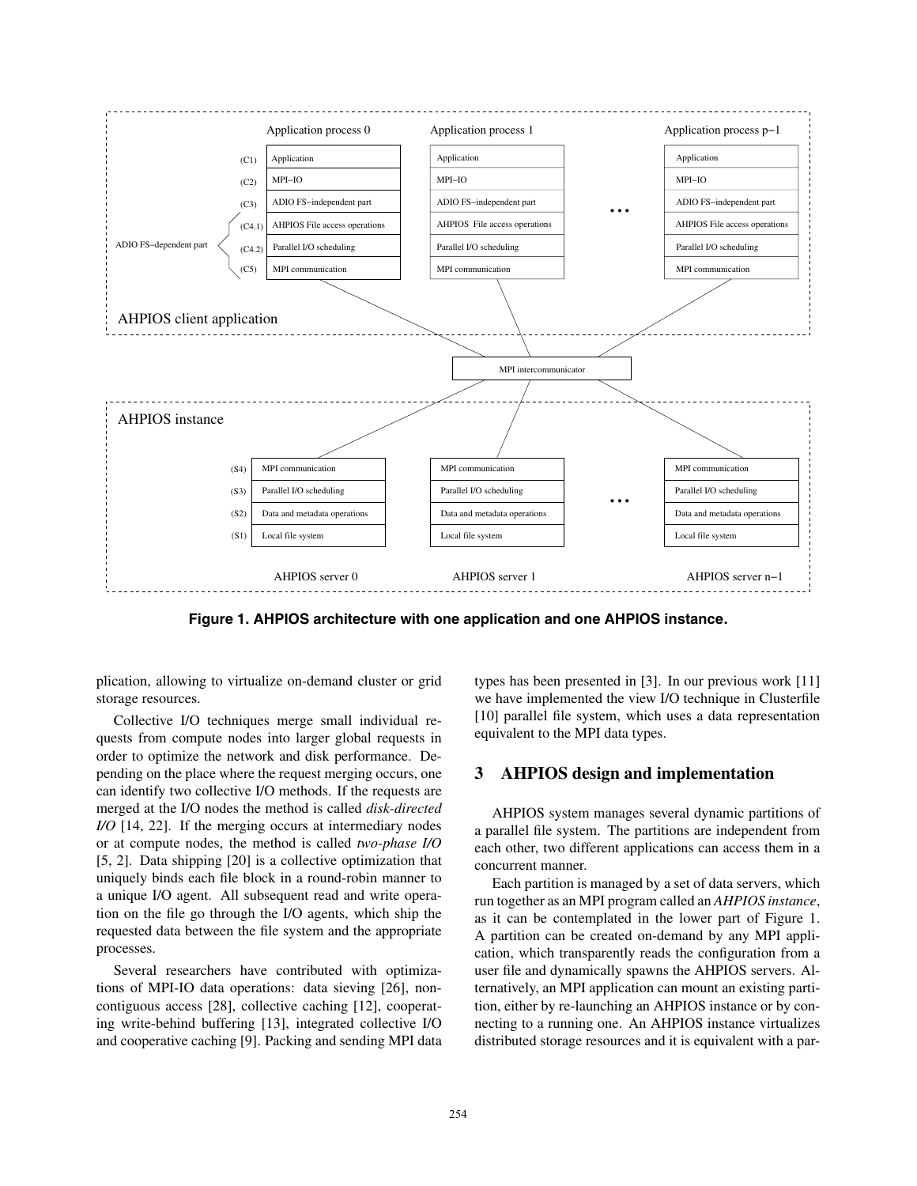**Figure 1. AHPIOS architecture with one application and one AHPIOS instance.**

plication, allowing to virtualize on-demand cluster or grid storage resources.

Collective I/O techniques merge small individual requests from compute nodes into larger global requests in order to optimize the network and disk performance. Depending on the place where the request merging occurs, one can identify two collective I/O methods. If the requests are merged at the I/O nodes the method is called *disk-directed I/O* [14, 22]. If the merging occurs at intermediary nodes or at compute nodes, the method is called *two-phase I/O* [5, 2]. Data shipping [20] is a collective optimization that uniquely binds each file block in a round-robin manner to a unique I/O agent. All subsequent read and write operation on the file go through the I/O agents, which ship the requested data between the file system and the appropriate processes.

Several researchers have contributed with optimizations of MPI-IO data operations: data sieving [26], noncontiguous access [28], collective caching [12], cooperating write-behind buffering [13], integrated collective I/O and cooperative caching [9]. Packing and sending MPI data types has been presented in [3]. In our previous work [11] we have implemented the view I/O technique in Clusterfile [10] parallel file system, which uses a data representation equivalent to the MPI data types.

## 3 AHPIOS design and implementation

AHPIOS system manages several dynamic partitions of a parallel file system. The partitions are independent from each other, two different applications can access them in a concurrent manner.

Each partition is managed by a set of data servers, which run together as an MPI program called an *AHPIOS instance*, as it can be contemplated in the lower part of Figure 1. A partition can be created on-demand by any MPI application, which transparently reads the configuration from a user file and dynamically spawns the AHPIOS servers. Alternatively, an MPI application can mount an existing partition, either by re-launching an AHPIOS instance or by connecting to a running one. An AHPIOS instance virtualizes distributed storage resources and it is equivalent with a par-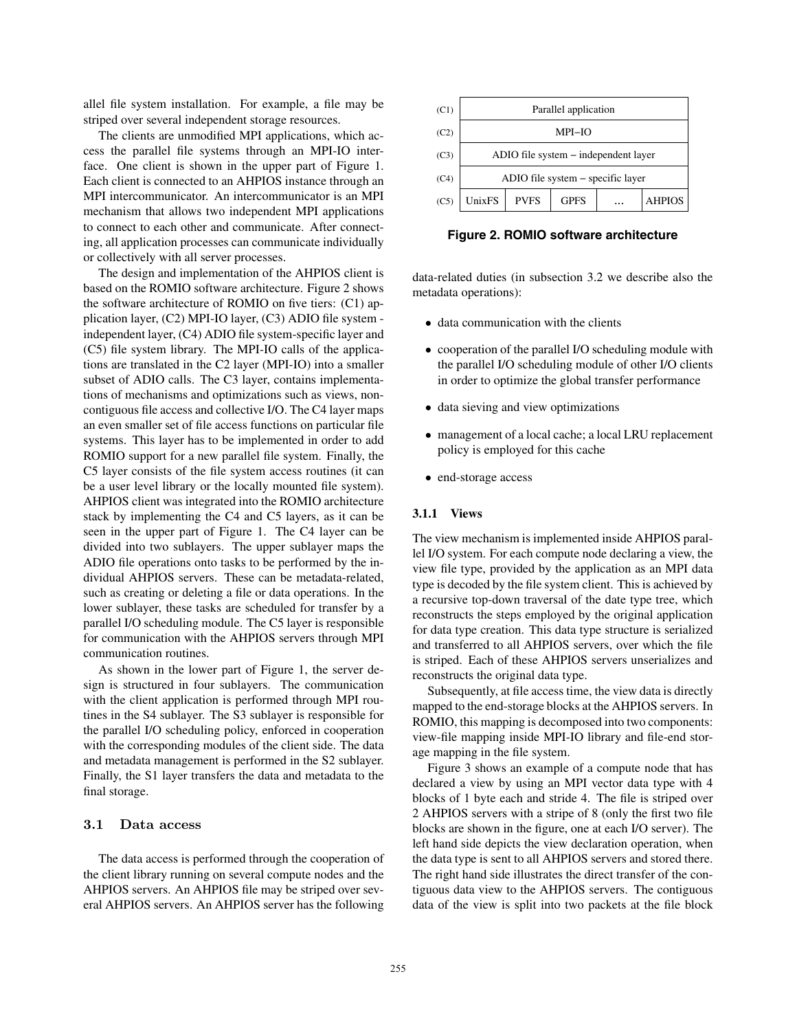allel file system installation. For example, a file may be striped over several independent storage resources.

The clients are unmodified MPI applications, which access the parallel file systems through an MPI-IO interface. One client is shown in the upper part of Figure 1. Each client is connected to an AHPIOS instance through an MPI intercommunicator. An intercommunicator is an MPI mechanism that allows two independent MPI applications to connect to each other and communicate. After connecting, all application processes can communicate individually or collectively with all server processes.

The design and implementation of the AHPIOS client is based on the ROMIO software architecture. Figure 2 shows the software architecture of ROMIO on five tiers: (C1) application layer, (C2) MPI-IO layer, (C3) ADIO file system - independent layer, (C4) ADIO file system-specific layer and (C5) file system library. The MPI-IO calls of the applications are translated in the C2 layer (MPI-IO) into a smaller subset of ADIO calls. The C3 layer, contains implementations of mechanisms and optimizations such as views, noncontiguous file access and collective I/O. The C4 layer maps an even smaller set of file access functions on particular file systems. This layer has to be implemented in order to add ROMIO support for a new parallel file system. Finally, the C5 layer consists of the file system access routines (it can be a user level library or the locally mounted file system). AHPIOS client was integrated into the ROMIO architecture stack by implementing the C4 and C5 layers, as it can be seen in the upper part of Figure 1. The C4 layer can be divided into two sublayers. The upper sublayer maps the ADIO file operations onto tasks to be performed by the individual AHPIOS servers. These can be metadata-related, such as creating or deleting a file or data operations. In the lower sublayer, these tasks are scheduled for transfer by a parallel I/O scheduling module. The C5 layer is responsible for communication with the AHPIOS servers through MPI communication routines.

As shown in the lower part of Figure 1, the server design is structured in four sublayers. The communication with the client application is performed through MPI routines in the S4 sublayer. The S3 sublayer is responsible for the parallel I/O scheduling policy, enforced in cooperation with the corresponding modules of the client side. The data and metadata management is performed in the S2 sublayer. Finally, the S1 layer transfers the data and metadata to the final storage.

| (C1) | Parallel application | | | | |
|---|---|---|---|---|---|
| (C2) | MPI–IO | | | | |
| (C3) | ADIO file system – independent layer | | | | |
| (C4) | ADIO file system – specific layer | | | | |
| (C5) | UnixFS | PVFS | GPFS | ... | AHPIOS |

**Figure 2. ROMIO software architecture**

## 3.1 Data access

The data access is performed through the cooperation of the client library running on several compute nodes and the AHPIOS servers. An AHPIOS file may be striped over several AHPIOS servers. An AHPIOS server has the following data-related duties (in subsection 3.2 we describe also the metadata operations):

- data communication with the clients
- cooperation of the parallel I/O scheduling module with the parallel I/O scheduling module of other I/O clients in order to optimize the global transfer performance
- data sieving and view optimizations
- management of a local cache; a local LRU replacement policy is employed for this cache
- end-storage access

### 3.1.1 Views

The view mechanism is implemented inside AHPIOS parallel I/O system. For each compute node declaring a view, the view file type, provided by the application as an MPI data type is decoded by the file system client. This is achieved by a recursive top-down traversal of the date type tree, which reconstructs the steps employed by the original application for data type creation. This data type structure is serialized and transferred to all AHPIOS servers, over which the file is striped. Each of these AHPIOS servers unserializes and reconstructs the original data type.

Subsequently, at file access time, the view data is directly mapped to the end-storage blocks at the AHPIOS servers. In ROMIO, this mapping is decomposed into two components: view-file mapping inside MPI-IO library and file-end storage mapping in the file system.

Figure 3 shows an example of a compute node that has declared a view by using an MPI vector data type with 4 blocks of 1 byte each and stride 4. The file is striped over 2 AHPIOS servers with a stripe of 8 (only the first two file blocks are shown in the figure, one at each I/O server). The left hand side depicts the view declaration operation, when the data type is sent to all AHPIOS servers and stored there. The right hand side illustrates the direct transfer of the contiguous data view to the AHPIOS servers. The contiguous data of the view is split into two packets at the file block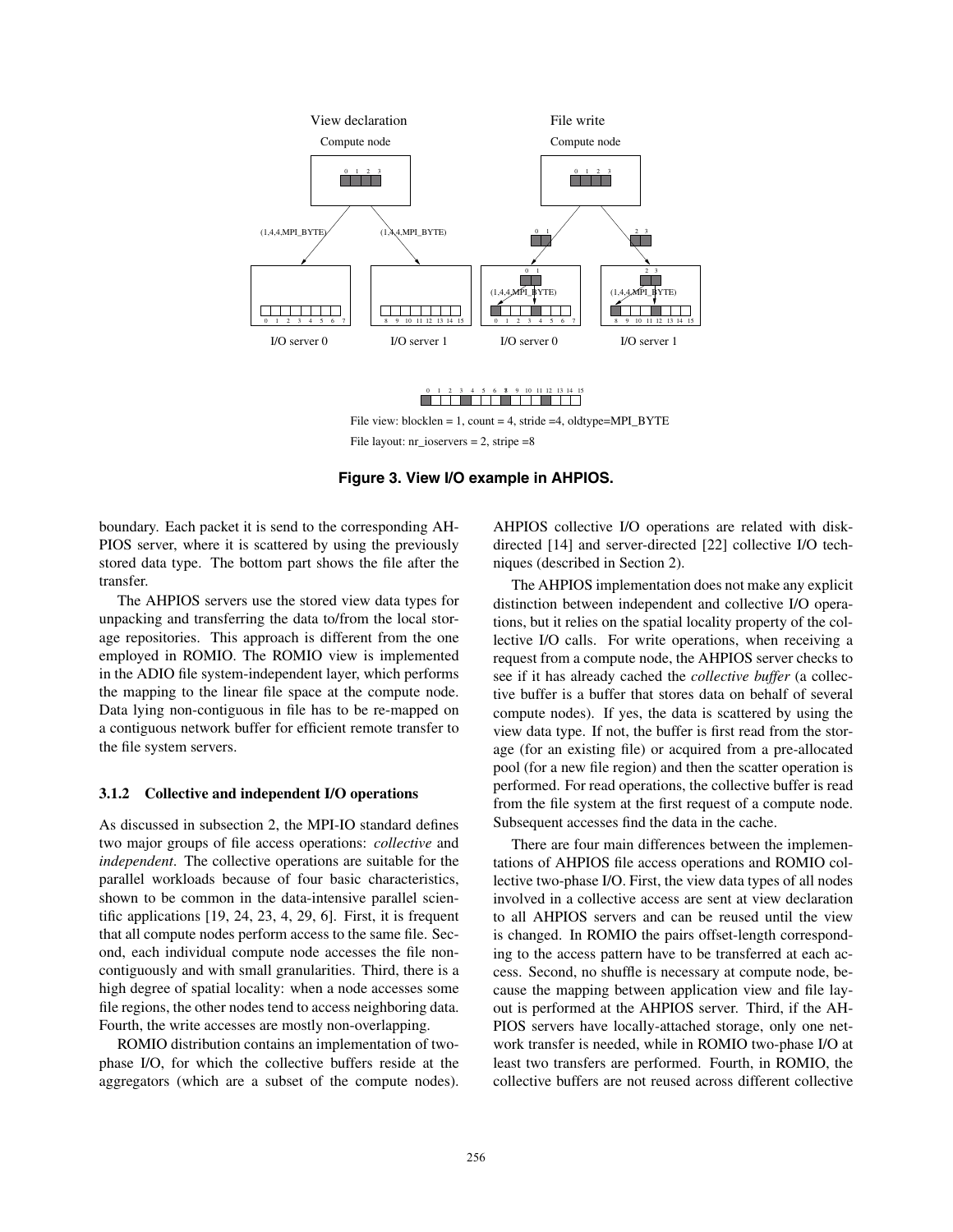View declaration

Compute node

0 1 2 3

(1,4,4,MPI_BYTE)

(1,4,4,MPI_BYTE)

0 1 2 3 4 5 6 7

8 9 10 11 12 13 14 15

I/O server 0

I/O server 1

File write

Compute node

0 1 2 3

0 1

2 3

0 1

(1,4,4,MPI_BYTE)

0 1 2 3 4 5 6 7

I/O server 0

2 3

(1,4,4,MPI_BYTE)

8 9 10 11 12 13 14 15

I/O server 1

0 1 2 3 4 5 6 7 8 9 10 11 12 13 14 15

File view: blocklen = 1, count = 4, stride =4, oldtype=MPI_BYTE

File layout: nr_ioservers = 2, stripe =8

**Figure 3. View I/O example in AHPIOS.**

boundary. Each packet it is send to the corresponding AHPIOS server, where it is scattered by using the previously stored data type. The bottom part shows the file after the transfer.

The AHPIOS servers use the stored view data types for unpacking and transferring the data to/from the local storage repositories. This approach is different from the one employed in ROMIO. The ROMIO view is implemented in the ADIO file system-independent layer, which performs the mapping to the linear file space at the compute node. Data lying non-contiguous in file has to be re-mapped on a contiguous network buffer for efficient remote transfer to the file system servers.

### 3.1.2 Collective and independent I/O operations

As discussed in subsection 2, the MPI-IO standard defines two major groups of file access operations: *collective* and *independent*. The collective operations are suitable for the parallel workloads because of four basic characteristics, shown to be common in the data-intensive parallel scientific applications [19, 24, 23, 4, 29, 6]. First, it is frequent that all compute nodes perform access to the same file. Second, each individual compute node accesses the file non-contiguously and with small granularities. Third, there is a high degree of spatial locality: when a node accesses some file regions, the other nodes tend to access neighboring data. Fourth, the write accesses are mostly non-overlapping.

ROMIO distribution contains an implementation of two-phase I/O, for which the collective buffers reside at the aggregators (which are a subset of the compute nodes). AHPIOS collective I/O operations are related with disk-directed [14] and server-directed [22] collective I/O techniques (described in Section 2).

The AHPIOS implementation does not make any explicit distinction between independent and collective I/O operations, but it relies on the spatial locality property of the collective I/O calls. For write operations, when receiving a request from a compute node, the AHPIOS server checks to see if it has already cached the *collective buffer* (a collective buffer is a buffer that stores data on behalf of several compute nodes). If yes, the data is scattered by using the view data type. If not, the buffer is first read from the storage (for an existing file) or acquired from a pre-allocated pool (for a new file region) and then the scatter operation is performed. For read operations, the collective buffer is read from the file system at the first request of a compute node. Subsequent accesses find the data in the cache.

There are four main differences between the implementations of AHPIOS file access operations and ROMIO collective two-phase I/O. First, the view data types of all nodes involved in a collective access are sent at view declaration to all AHPIOS servers and can be reused until the view is changed. In ROMIO the pairs offset-length corresponding to the access pattern have to be transferred at each access. Second, no shuffle is necessary at compute node, because the mapping between application view and file layout is performed at the AHPIOS server. Third, if the AHPIOS servers have locally-attached storage, only one network transfer is needed, while in ROMIO two-phase I/O at least two transfers are performed. Fourth, in ROMIO, the collective buffers are not reused across different collective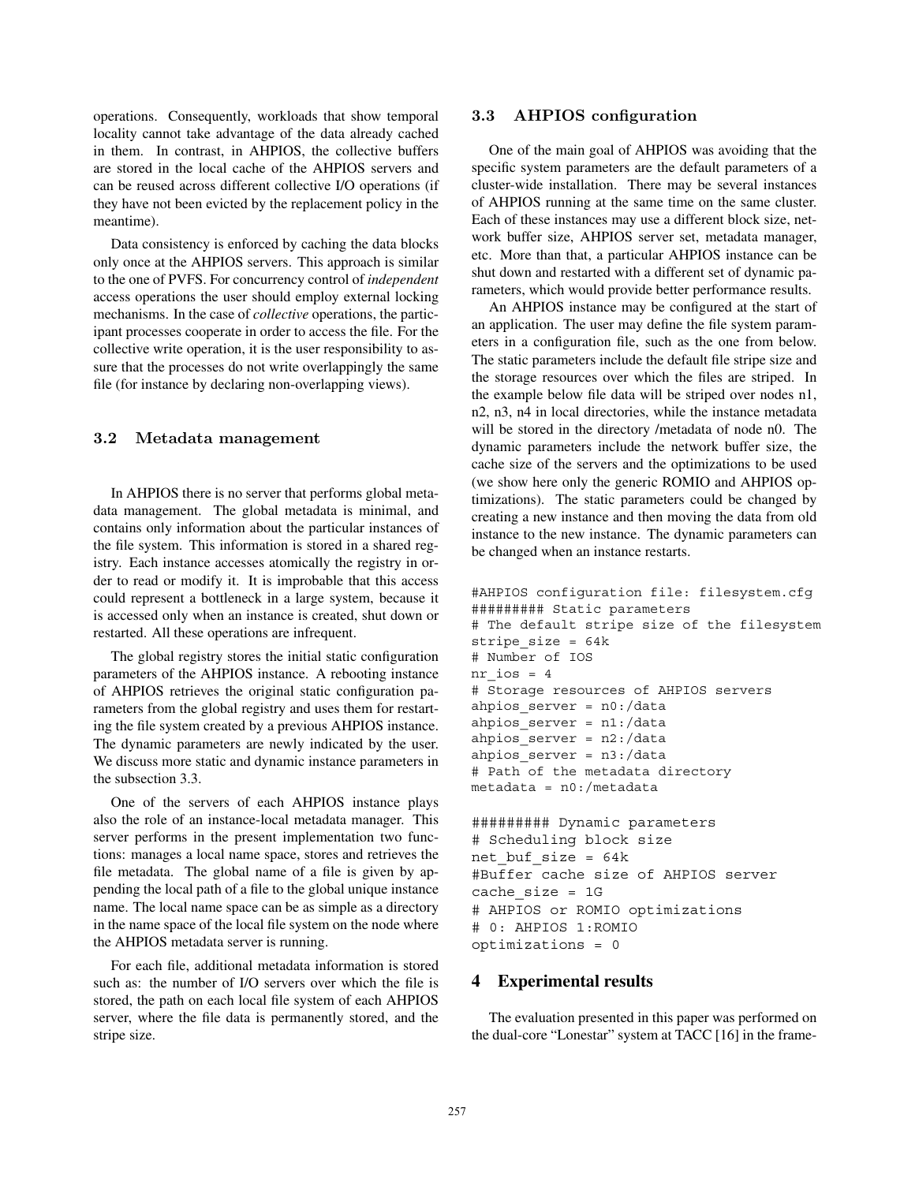operations. Consequently, workloads that show temporal locality cannot take advantage of the data already cached in them. In contrast, in AHPIOS, the collective buffers are stored in the local cache of the AHPIOS servers and can be reused across different collective I/O operations (if they have not been evicted by the replacement policy in the meantime).

Data consistency is enforced by caching the data blocks only once at the AHPIOS servers. This approach is similar to the one of PVFS. For concurrency control of *independent* access operations the user should employ external locking mechanisms. In the case of *collective* operations, the participant processes cooperate in order to access the file. For the collective write operation, it is the user responsibility to assure that the processes do not write overlappingly the same file (for instance by declaring non-overlapping views).

### 3.2 Metadata management

In AHPIOS there is no server that performs global metadata management. The global metadata is minimal, and contains only information about the particular instances of the file system. This information is stored in a shared registry. Each instance accesses atomically the registry in order to read or modify it. It is improbable that this access could represent a bottleneck in a large system, because it is accessed only when an instance is created, shut down or restarted. All these operations are infrequent.

The global registry stores the initial static configuration parameters of the AHPIOS instance. A rebooting instance of AHPIOS retrieves the original static configuration parameters from the global registry and uses them for restarting the file system created by a previous AHPIOS instance. The dynamic parameters are newly indicated by the user. We discuss more static and dynamic instance parameters in the subsection 3.3.

One of the servers of each AHPIOS instance plays also the role of an instance-local metadata manager. This server performs in the present implementation two functions: manages a local name space, stores and retrieves the file metadata. The global name of a file is given by appending the local path of a file to the global unique instance name. The local name space can be as simple as a directory in the name space of the local file system on the node where the AHPIOS metadata server is running.

For each file, additional metadata information is stored such as: the number of I/O servers over which the file is stored, the path on each local file system of each AHPIOS server, where the file data is permanently stored, and the stripe size.

### 3.3 AHPIOS configuration

One of the main goal of AHPIOS was avoiding that the specific system parameters are the default parameters of a cluster-wide installation. There may be several instances of AHPIOS running at the same time on the same cluster. Each of these instances may use a different block size, network buffer size, AHPIOS server set, metadata manager, etc. More than that, a particular AHPIOS instance can be shut down and restarted with a different set of dynamic parameters, which would provide better performance results.

An AHPIOS instance may be configured at the start of an application. The user may define the file system parameters in a configuration file, such as the one from below. The static parameters include the default file stripe size and the storage resources over which the files are striped. In the example below file data will be striped over nodes n1, n2, n3, n4 in local directories, while the instance metadata will be stored in the directory /metadata of node n0. The dynamic parameters include the network buffer size, the cache size of the servers and the optimizations to be used (we show here only the generic ROMIO and AHPIOS optimizations). The static parameters could be changed by creating a new instance and then moving the data from old instance to the new instance. The dynamic parameters can be changed when an instance restarts.

```
#AHPIOS configuration file: filesystem.cfg
######### Static parameters
# The default stripe size of the filesystem
stripe_size = 64k
# Number of IOS
nr_ios = 4
# Storage resources of AHPIOS servers
ahpios_server = n0:/data
ahpios_server = n1:/data
ahpios_server = n2:/data
ahpios_server = n3:/data
# Path of the metadata directory
metadata = n0:/metadata

######### Dynamic parameters
# Scheduling block size
net_buf_size = 64k
#Buffer cache size of AHPIOS server
cache_size = 1G
# AHPIOS or ROMIO optimizations
# 0: AHPIOS 1:ROMIO
optimizations = 0
```

## 4 Experimental results

The evaluation presented in this paper was performed on the dual-core "Lonestar" system at TACC [16] in the frame-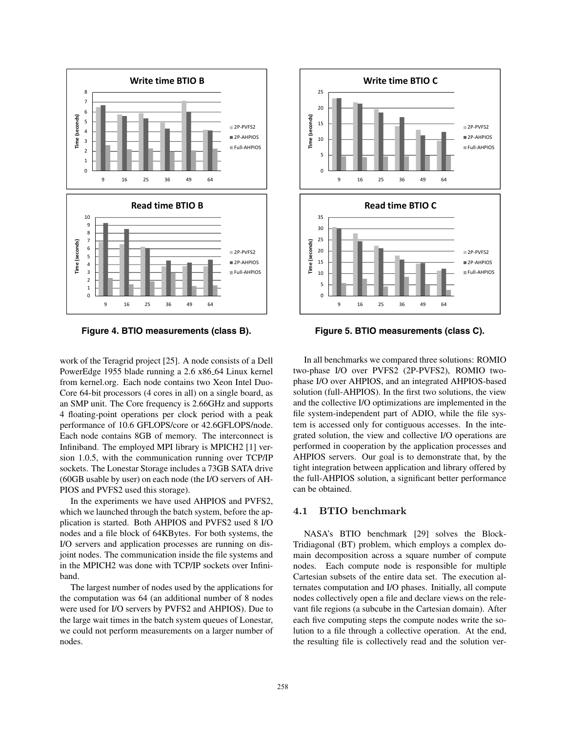**Figure 4. BTIO measurements (class B).**

**Figure 5. BTIO measurements (class C).**

work of the Teragrid project [25]. A node consists of a Dell PowerEdge 1955 blade running a 2.6 x86_64 Linux kernel from kernel.org. Each node contains two Xeon Intel Duo-Core 64-bit processors (4 cores in all) on a single board, as an SMP unit. The Core frequency is 2.66GHz and supports 4 floating-point operations per clock period with a peak performance of 10.6 GFLOPS/core or 42.6GFLOPS/node. Each node contains 8GB of memory. The interconnect is Infiniband. The employed MPI library is MPICH2 [1] version 1.0.5, with the communication running over TCP/IP sockets. The Lonestar Storage includes a 73GB SATA drive (60GB usable by user) on each node (the I/O servers of AHPIOS and PVFS2 used this storage).

In the experiments we have used AHPIOS and PVFS2, which we launched through the batch system, before the application is started. Both AHPIOS and PVFS2 used 8 I/O nodes and a file block of 64KBytes. For both systems, the I/O servers and application processes are running on disjoint nodes. The communication inside the file systems and in the MPICH2 was done with TCP/IP sockets over Infiniband.

The largest number of nodes used by the applications for the computation was 64 (an additional number of 8 nodes were used for I/O servers by PVFS2 and AHPIOS). Due to the large wait times in the batch system queues of Lonestar, we could not perform measurements on a larger number of nodes.

In all benchmarks we compared three solutions: ROMIO two-phase I/O over PVFS2 (2P-PVFS2), ROMIO two-phase I/O over AHPIOS, and an integrated AHPIOS-based solution (full-AHPIOS). In the first two solutions, the view and the collective I/O optimizations are implemented in the file system-independent part of ADIO, while the file system is accessed only for contiguous accesses. In the integrated solution, the view and collective I/O operations are performed in cooperation by the application processes and AHPIOS servers. Our goal is to demonstrate that, by the tight integration between application and library offered by the full-AHPIOS solution, a significant better performance can be obtained.

### 4.1 BTIO benchmark

NASA's BTIO benchmark [29] solves the Block-Tridiagonal (BT) problem, which employs a complex domain decomposition across a square number of compute nodes. Each compute node is responsible for multiple Cartesian subsets of the entire data set. The execution alternates computation and I/O phases. Initially, all compute nodes collectively open a file and declare views on the relevant file regions (a subcube in the Cartesian domain). After each five computing steps the compute nodes write the solution to a file through a collective operation. At the end, the resulting file is collectively read and the solution ver-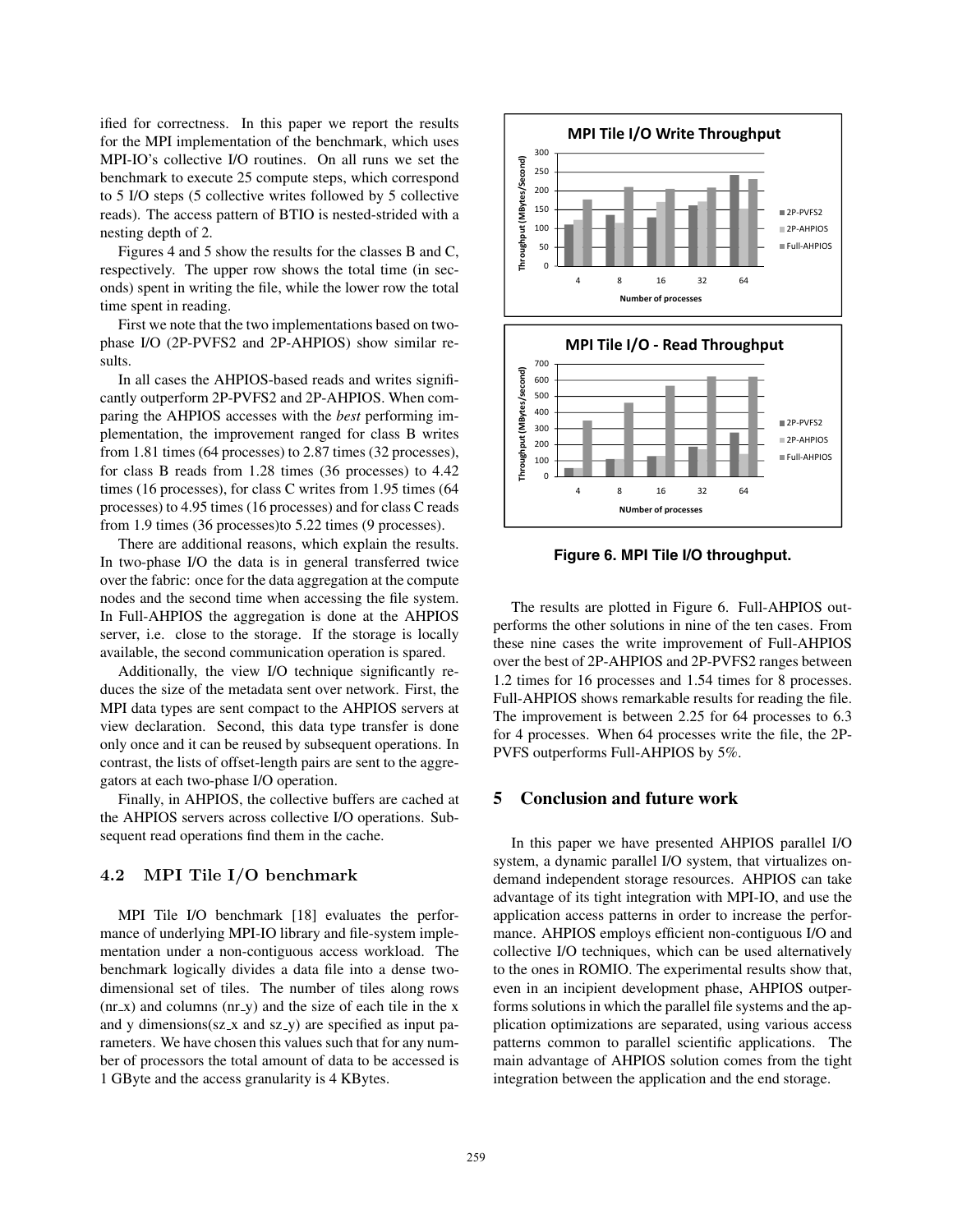ified for correctness. In this paper we report the results for the MPI implementation of the benchmark, which uses MPI-IO's collective I/O routines. On all runs we set the benchmark to execute 25 compute steps, which correspond to 5 I/O steps (5 collective writes followed by 5 collective reads). The access pattern of BTIO is nested-strided with a nesting depth of 2.

Figures 4 and 5 show the results for the classes B and C, respectively. The upper row shows the total time (in seconds) spent in writing the file, while the lower row the total time spent in reading.

First we note that the two implementations based on two-phase I/O (2P-PVFS2 and 2P-AHPIOS) show similar results.

In all cases the AHPIOS-based reads and writes significantly outperform 2P-PVFS2 and 2P-AHPIOS. When comparing the AHPIOS accesses with the *best* performing implementation, the improvement ranged for class B writes from 1.81 times (64 processes) to 2.87 times (32 processes), for class B reads from 1.28 times (36 processes) to 4.42 times (16 processes), for class C writes from 1.95 times (64 processes) to 4.95 times (16 processes) and for class C reads from 1.9 times (36 processes)to 5.22 times (9 processes).

There are additional reasons, which explain the results. In two-phase I/O the data is in general transferred twice over the fabric: once for the data aggregation at the compute nodes and the second time when accessing the file system. In Full-AHPIOS the aggregation is done at the AHPIOS server, i.e. close to the storage. If the storage is locally available, the second communication operation is spared.

Additionally, the view I/O technique significantly reduces the size of the metadata sent over network. First, the MPI data types are sent compact to the AHPIOS servers at view declaration. Second, this data type transfer is done only once and it can be reused by subsequent operations. In contrast, the lists of offset-length pairs are sent to the aggregators at each two-phase I/O operation.

Finally, in AHPIOS, the collective buffers are cached at the AHPIOS servers across collective I/O operations. Subsequent read operations find them in the cache.

### 4.2 MPI Tile I/O benchmark

MPI Tile I/O benchmark [18] evaluates the performance of underlying MPI-IO library and file-system implementation under a non-contiguous access workload. The benchmark logically divides a data file into a dense two-dimensional set of tiles. The number of tiles along rows (nr_x) and columns (nr_y) and the size of each tile in the x and y dimensions(sz_x and sz_y) are specified as input parameters. We have chosen this values such that for any number of processors the total amount of data to be accessed is 1 GByte and the access granularity is 4 KBytes.

**Figure 6. MPI Tile I/O throughput.**

The results are plotted in Figure 6. Full-AHPIOS outperforms the other solutions in nine of the ten cases. From these nine cases the write improvement of Full-AHPIOS over the best of 2P-AHPIOS and 2P-PVFS2 ranges between 1.2 times for 16 processes and 1.54 times for 8 processes. Full-AHPIOS shows remarkable results for reading the file. The improvement is between 2.25 for 64 processes to 6.3 for 4 processes. When 64 processes write the file, the 2P-PVFS outperforms Full-AHPIOS by 5%.

## 5 Conclusion and future work

In this paper we have presented AHPIOS parallel I/O system, a dynamic parallel I/O system, that virtualizes on-demand independent storage resources. AHPIOS can take advantage of its tight integration with MPI-IO, and use the application access patterns in order to increase the performance. AHPIOS employs efficient non-contiguous I/O and collective I/O techniques, which can be used alternatively to the ones in ROMIO. The experimental results show that, even in an incipient development phase, AHPIOS outperforms solutions in which the parallel file systems and the application optimizations are separated, using various access patterns common to parallel scientific applications. The main advantage of AHPIOS solution comes from the tight integration between the application and the end storage.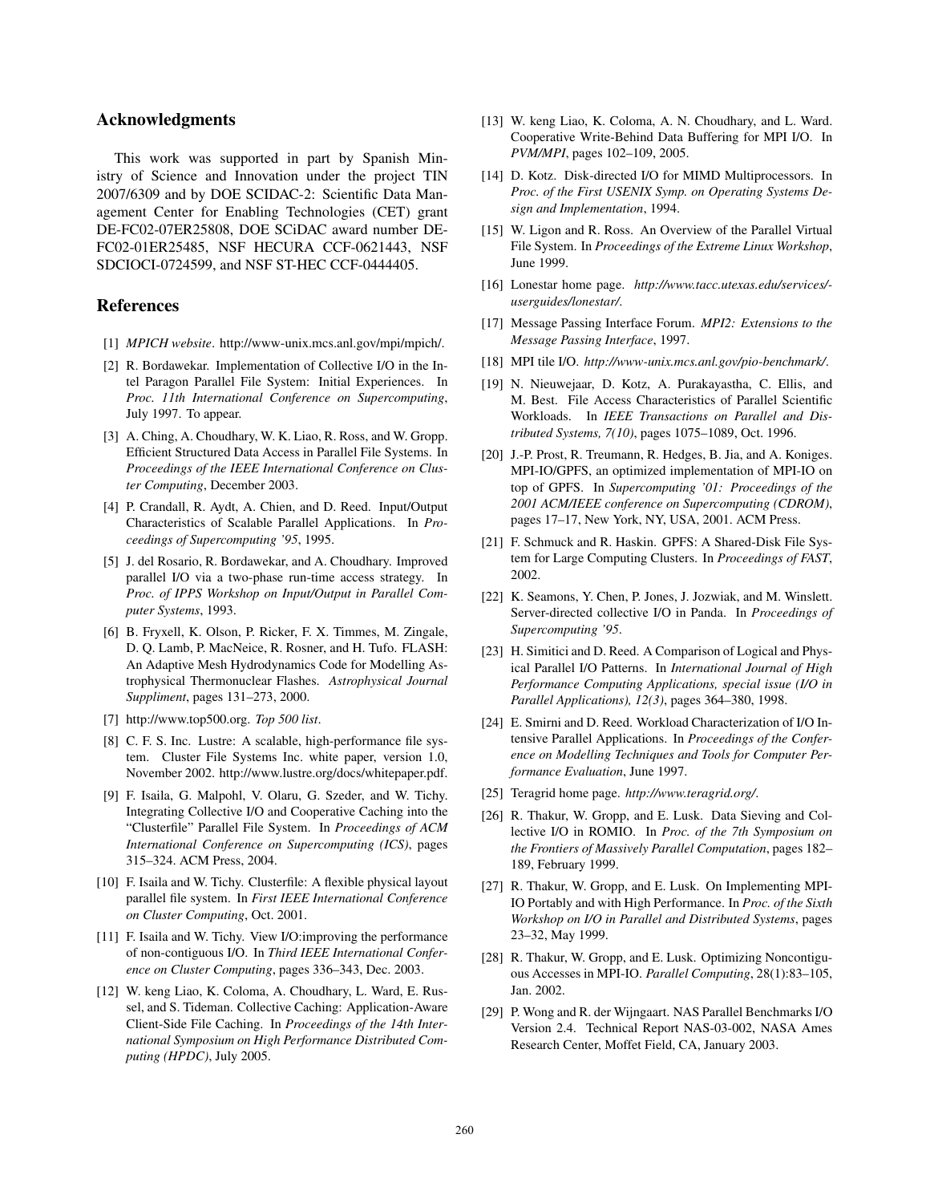## Acknowledgments

This work was supported in part by Spanish Ministry of Science and Innovation under the project TIN 2007/6309 and by DOE SCIDAC-2: Scientific Data Management Center for Enabling Technologies (CET) grant DE-FC02-07ER25808, DOE SCiDAC award number DE-FC02-01ER25485, NSF HECURA CCF-0621443, NSF SDCIOCI-0724599, and NSF ST-HEC CCF-0444405.

## References

[1] *MPICH website*. http://www-unix.mcs.anl.gov/mpi/mpich/.

[2] R. Bordawekar. Implementation of Collective I/O in the Intel Paragon Parallel File System: Initial Experiences. In *Proc. 11th International Conference on Supercomputing*, July 1997. To appear.

[3] A. Ching, A. Choudhary, W. K. Liao, R. Ross, and W. Gropp. Efficient Structured Data Access in Parallel File Systems. In *Proceedings of the IEEE International Conference on Cluster Computing*, December 2003.

[4] P. Crandall, R. Aydt, A. Chien, and D. Reed. Input/Output Characteristics of Scalable Parallel Applications. In *Proceedings of Supercomputing '95*, 1995.

[5] J. del Rosario, R. Bordawekar, and A. Choudhary. Improved parallel I/O via a two-phase run-time access strategy. In *Proc. of IPPS Workshop on Input/Output in Parallel Computer Systems*, 1993.

[6] B. Fryxell, K. Olson, P. Ricker, F. X. Timmes, M. Zingale, D. Q. Lamb, P. MacNeice, R. Rosner, and H. Tufo. FLASH: An Adaptive Mesh Hydrodynamics Code for Modelling Astrophysical Thermonuclear Flashes. *Astrophysical Journal Suppliment*, pages 131–273, 2000.

[7] http://www.top500.org. *Top 500 list*.

[8] C. F. S. Inc. Lustre: A scalable, high-performance file system. Cluster File Systems Inc. white paper, version 1.0, November 2002. http://www.lustre.org/docs/whitepaper.pdf.

[9] F. Isaila, G. Malpohl, V. Olaru, G. Szeder, and W. Tichy. Integrating Collective I/O and Cooperative Caching into the "Clusterfile" Parallel File System. In *Proceedings of ACM International Conference on Supercomputing (ICS)*, pages 315–324. ACM Press, 2004.

[10] F. Isaila and W. Tichy. Clusterfile: A flexible physical layout parallel file system. In *First IEEE International Conference on Cluster Computing*, Oct. 2001.

[11] F. Isaila and W. Tichy. View I/O:improving the performance of non-contiguous I/O. In *Third IEEE International Conference on Cluster Computing*, pages 336–343, Dec. 2003.

[12] W. keng Liao, K. Coloma, A. Choudhary, L. Ward, E. Russel, and S. Tideman. Collective Caching: Application-Aware Client-Side File Caching. In *Proceedings of the 14th International Symposium on High Performance Distributed Computing (HPDC)*, July 2005.

[13] W. keng Liao, K. Coloma, A. N. Choudhary, and L. Ward. Cooperative Write-Behind Data Buffering for MPI I/O. In *PVM/MPI*, pages 102–109, 2005.

[14] D. Kotz. Disk-directed I/O for MIMD Multiprocessors. In *Proc. of the First USENIX Symp. on Operating Systems Design and Implementation*, 1994.

[15] W. Ligon and R. Ross. An Overview of the Parallel Virtual File System. In *Proceedings of the Extreme Linux Workshop*, June 1999.

[16] Lonestar home page. *http://www.tacc.utexas.edu/services/-userguides/lonestar/*.

[17] Message Passing Interface Forum. *MPI2: Extensions to the Message Passing Interface*, 1997.

[18] MPI tile I/O. *http://www-unix.mcs.anl.gov/pio-benchmark/*.

[19] N. Nieuwejaar, D. Kotz, A. Purakayastha, C. Ellis, and M. Best. File Access Characteristics of Parallel Scientific Workloads. In *IEEE Transactions on Parallel and Distributed Systems, 7(10)*, pages 1075–1089, Oct. 1996.

[20] J.-P. Prost, R. Treumann, R. Hedges, B. Jia, and A. Koniges. MPI-IO/GPFS, an optimized implementation of MPI-IO on top of GPFS. In *Supercomputing '01: Proceedings of the 2001 ACM/IEEE conference on Supercomputing (CDROM)*, pages 17–17, New York, NY, USA, 2001. ACM Press.

[21] F. Schmuck and R. Haskin. GPFS: A Shared-Disk File System for Large Computing Clusters. In *Proceedings of FAST*, 2002.

[22] K. Seamons, Y. Chen, P. Jones, J. Jozwiak, and M. Winslett. Server-directed collective I/O in Panda. In *Proceedings of Supercomputing '95*.

[23] H. Simitici and D. Reed. A Comparison of Logical and Physical Parallel I/O Patterns. In *International Journal of High Performance Computing Applications, special issue (I/O in Parallel Applications), 12(3)*, pages 364–380, 1998.

[24] E. Smirni and D. Reed. Workload Characterization of I/O Intensive Parallel Applications. In *Proceedings of the Conference on Modelling Techniques and Tools for Computer Performance Evaluation*, June 1997.

[25] Teragrid home page. *http://www.teragrid.org/*.

[26] R. Thakur, W. Gropp, and E. Lusk. Data Sieving and Collective I/O in ROMIO. In *Proc. of the 7th Symposium on the Frontiers of Massively Parallel Computation*, pages 182–189, February 1999.

[27] R. Thakur, W. Gropp, and E. Lusk. On Implementing MPI-IO Portably and with High Performance. In *Proc. of the Sixth Workshop on I/O in Parallel and Distributed Systems*, pages 23–32, May 1999.

[28] R. Thakur, W. Gropp, and E. Lusk. Optimizing Noncontiguous Accesses in MPI-IO. *Parallel Computing*, 28(1):83–105, Jan. 2002.

[29] P. Wong and R. der Wijngaart. NAS Parallel Benchmarks I/O Version 2.4. Technical Report NAS-03-002, NASA Ames Research Center, Moffet Field, CA, January 2003.